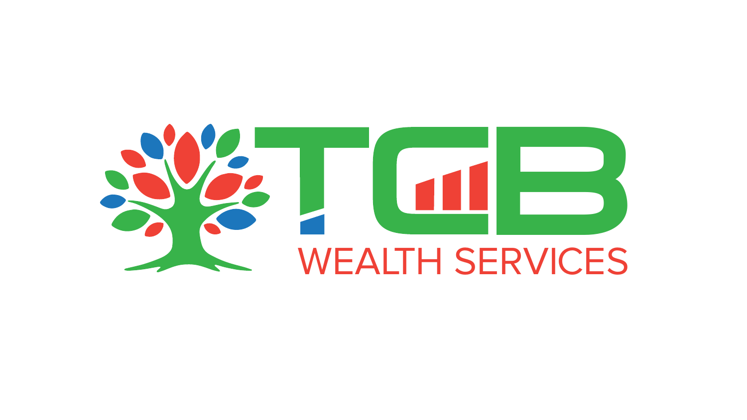# TCB

## WEALTH SERVICES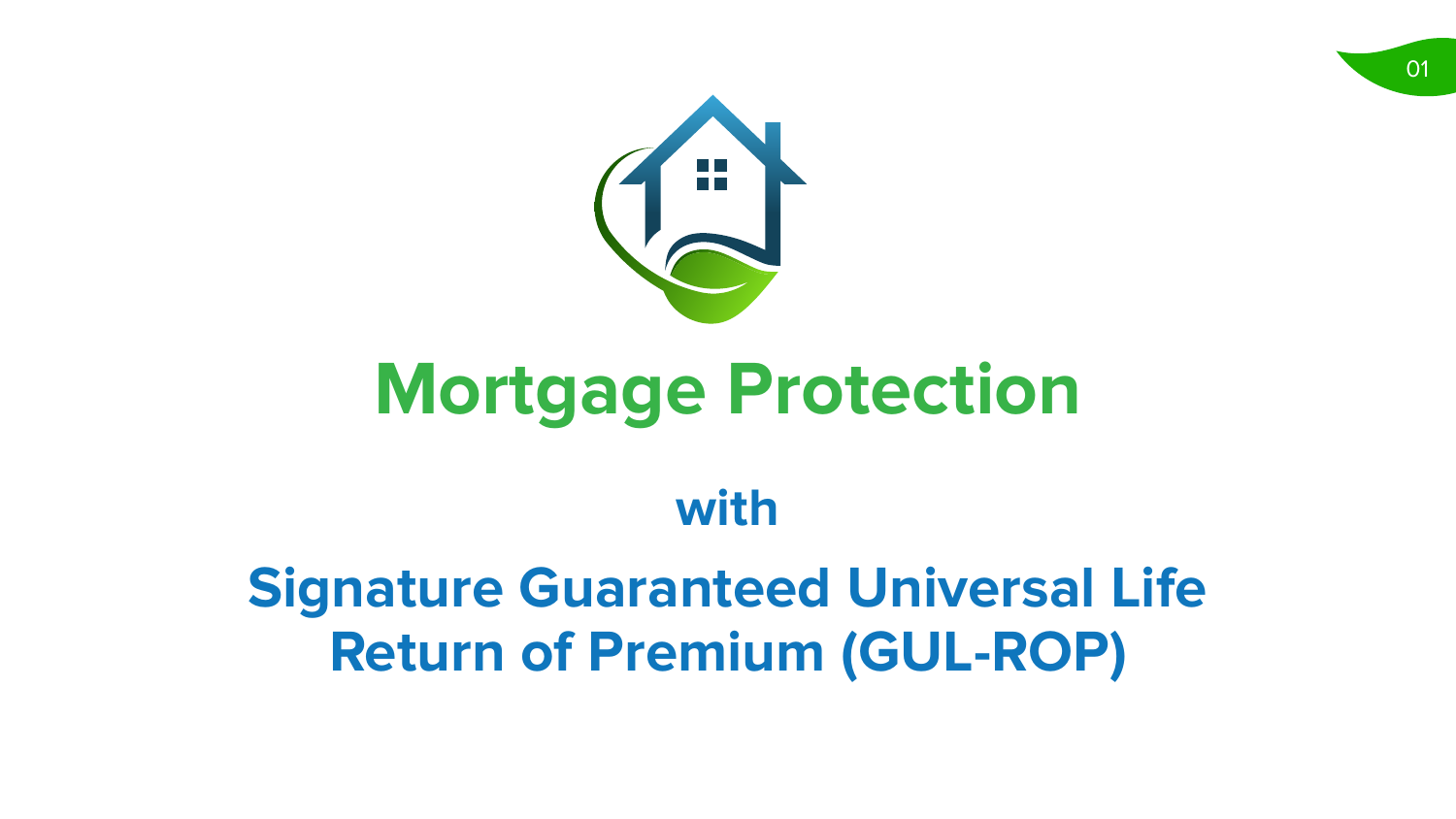# Mortgage Protection

## with

## Signature Guaranteed Universal Life Return of Premium (GUL-ROP)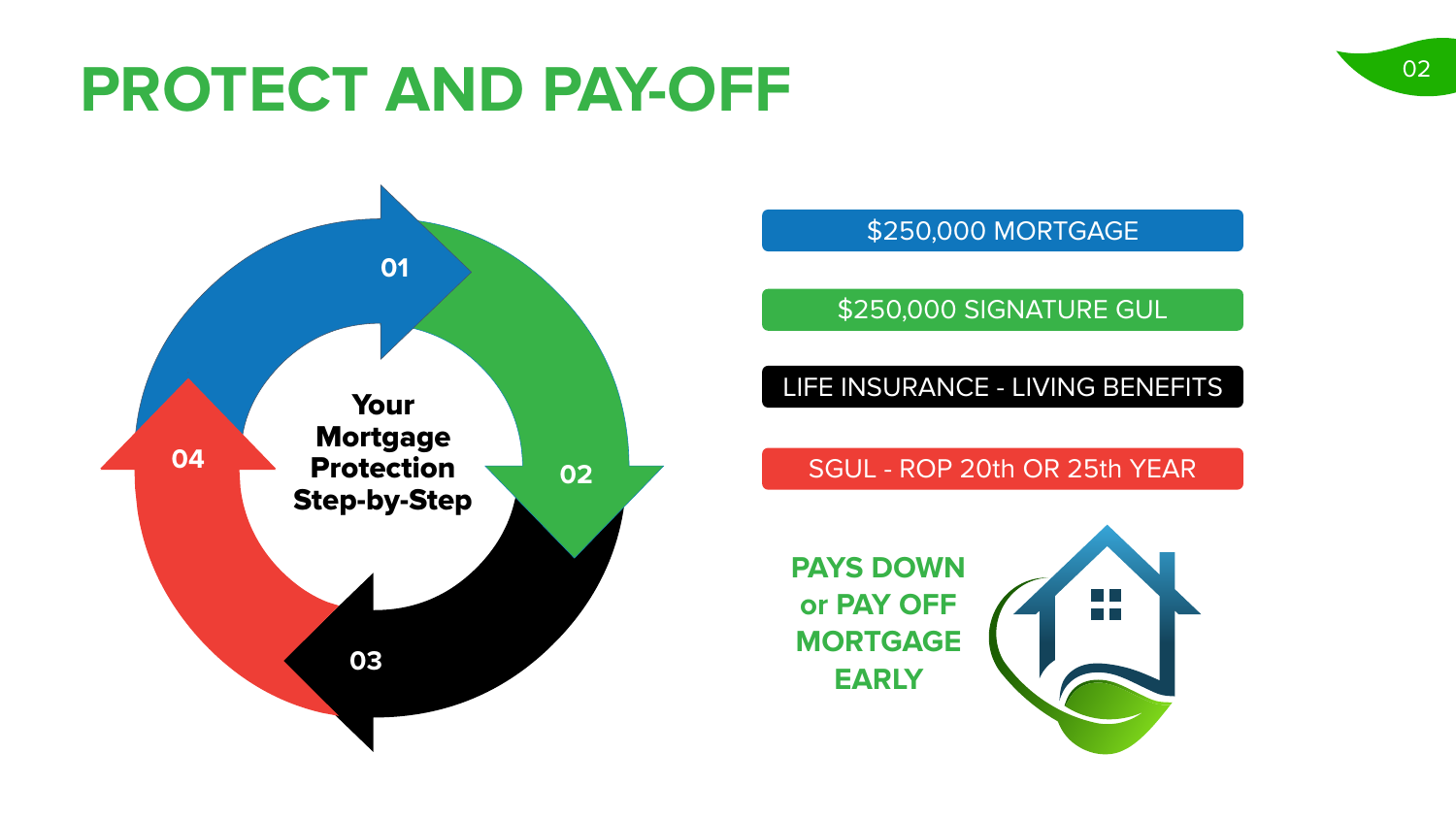# PROTECT AND PAY-OFF

**Your Mortgage Protection Step-by-Step**

01

02

03

04

$250,000 MORTGAGE

$250,000 SIGNATURE GUL

LIFE INSURANCE - LIVING BENEFITS

SGUL - ROP 20th OR 25th YEAR

**PAYS DOWN or PAY OFF MORTGAGE EARLY**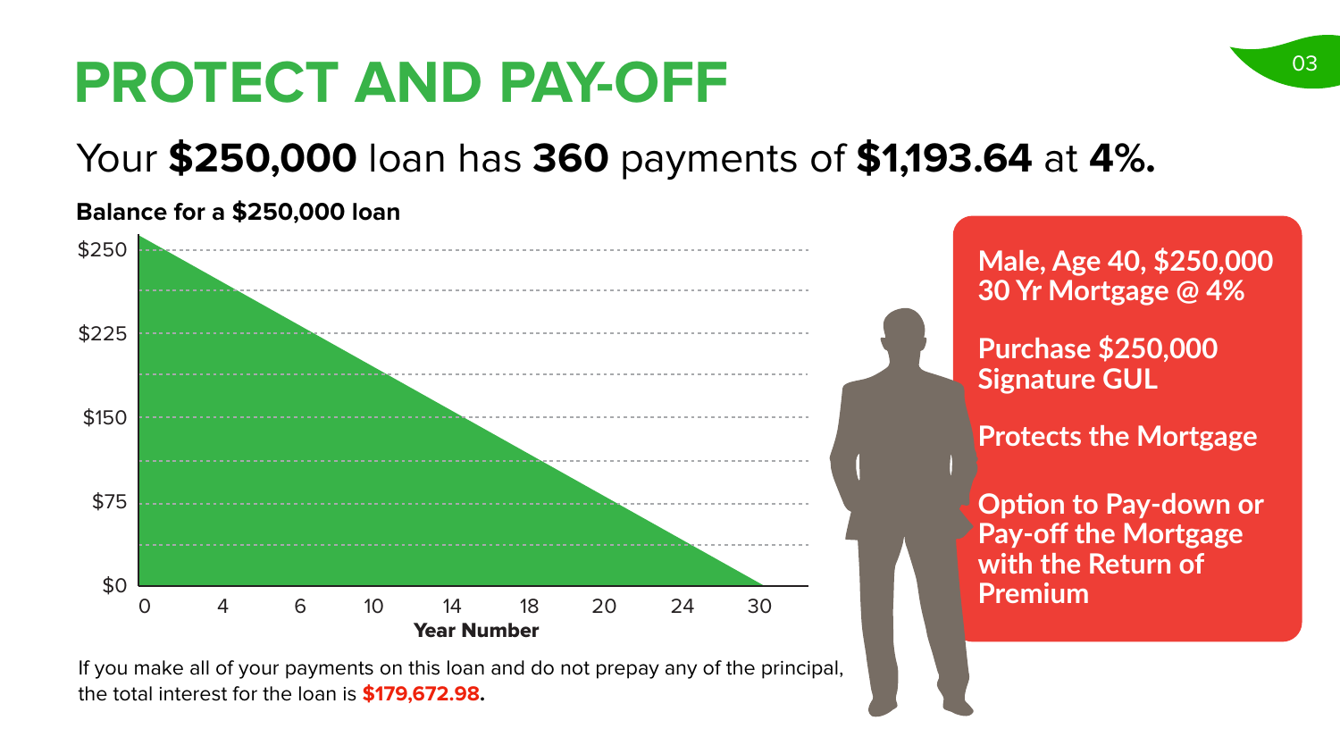# PROTECT AND PAY-OFF

## Your **$250,000** loan has **360** payments of **$1,193.64** at **4%.**

**Balance for a $250,000 loan**

$250
$225
$150
$75
$0

0 4 6 10 14 18 20 24 30

**Year Number**

If you make all of your payments on this loan and do not prepay any of the principal, the total interest for the loan is **$179,672.98**.

**Male, Age 40, $250,000 30 Yr Mortgage @ 4%**

**Purchase $250,000 Signature GUL**

**Protects the Mortgage**

**Option to Pay-down or Pay-off the Mortgage with the Return of Premium**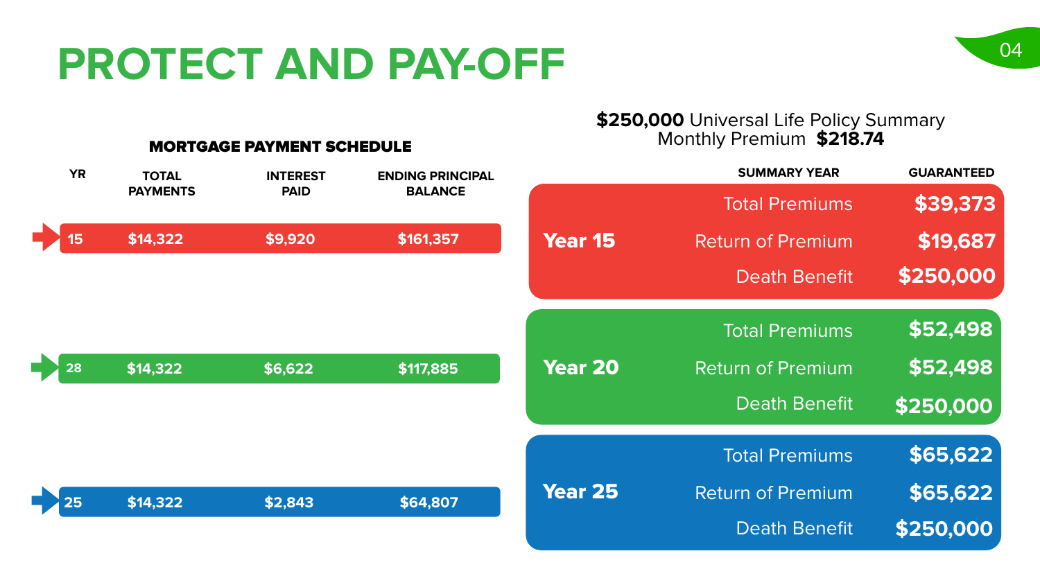# PROTECT AND PAY-OFF

## MORTGAGE PAYMENT SCHEDULE

| YR | TOTAL PAYMENTS | INTEREST PAID | ENDING PRINCIPAL BALANCE |
|---|---|---|---|
| 15 | $14,322 | $9,920 | $161,357 |
| 28 | $14,322 | $6,622 | $117,885 |
| 25 | $14,322 | $2,843 | $64,807 |

## **$250,000** Universal Life Policy Summary
Monthly Premium **$218.74**

| | SUMMARY YEAR | GUARANTEED |
|---|---|---|
| **Year 15** | Total Premiums | **$39,373** |
| | Return of Premium | **$19,687** |
| | Death Benefit | **$250,000** |
| **Year 20** | Total Premiums | **$52,498** |
| | Return of Premium | **$52,498** |
| | Death Benefit | **$250,000** |
| **Year 25** | Total Premiums | **$65,622** |
| | Return of Premium | **$65,622** |
| | Death Benefit | **$250,000** |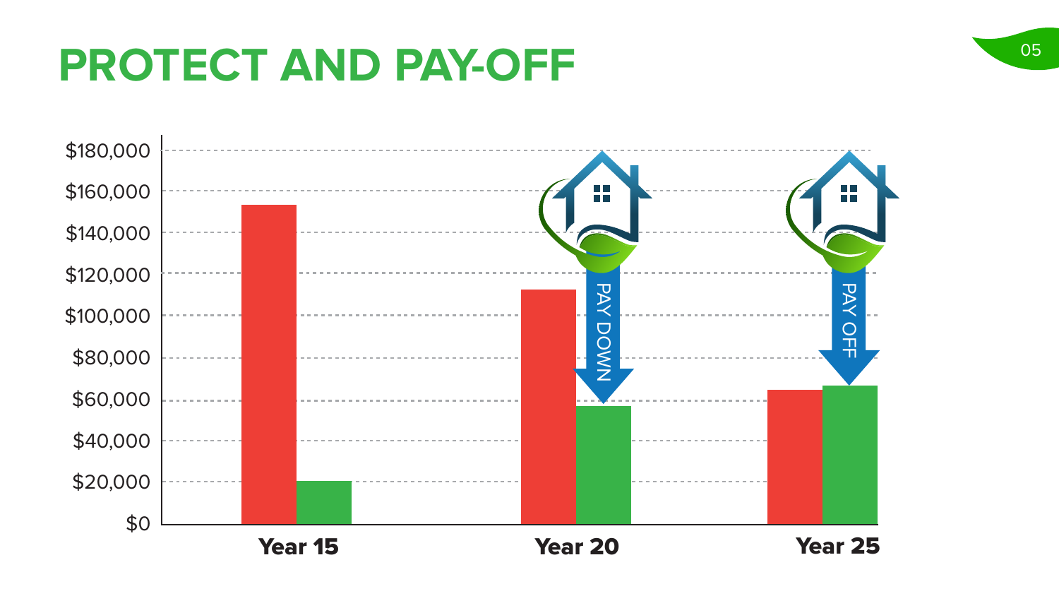# PROTECT AND PAY-OFF

$180,000
$160,000
$140,000
$120,000
$100,000
$80,000
$60,000
$40,000
$20,000
$0

PAY DOWN

PAY OFF

Year 15

Year 20

Year 25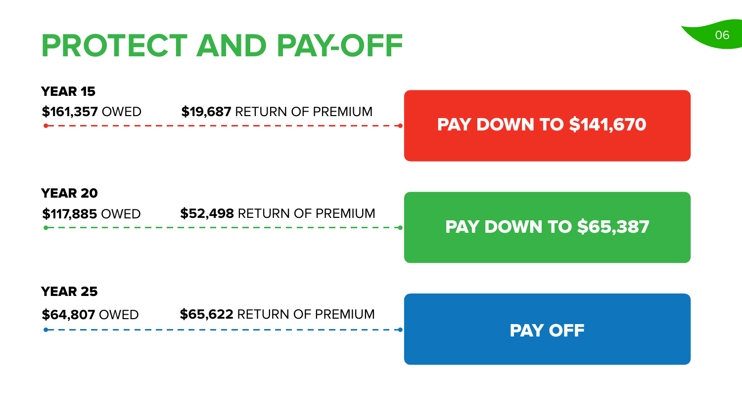# PROTECT AND PAY-OFF

**YEAR 15**

**$161,357** OWED — **$19,687** RETURN OF PREMIUM

**PAY DOWN TO $141,670**

**YEAR 20**

**$117,885** OWED — **$52,498** RETURN OF PREMIUM

**PAY DOWN TO $65,387**

**YEAR 25**

**$64,807** OWED — **$65,622** RETURN OF PREMIUM

**PAY OFF**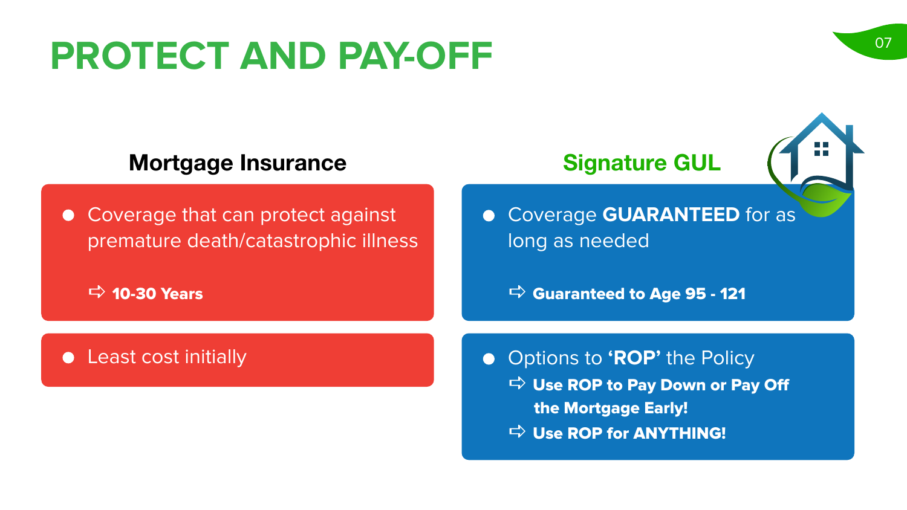# PROTECT AND PAY-OFF

## Mortgage Insurance

- Coverage that can protect against premature death/catastrophic illness

  ➪ **10-30 Years**

- Least cost initially

## Signature GUL

- Coverage **GUARANTEED** for as long as needed

  ➪ **Guaranteed to Age 95 - 121**

- Options to **'ROP'** the Policy

  ➪ **Use ROP to Pay Down or Pay Off the Mortgage Early!**

  ➪ **Use ROP for ANYTHING!**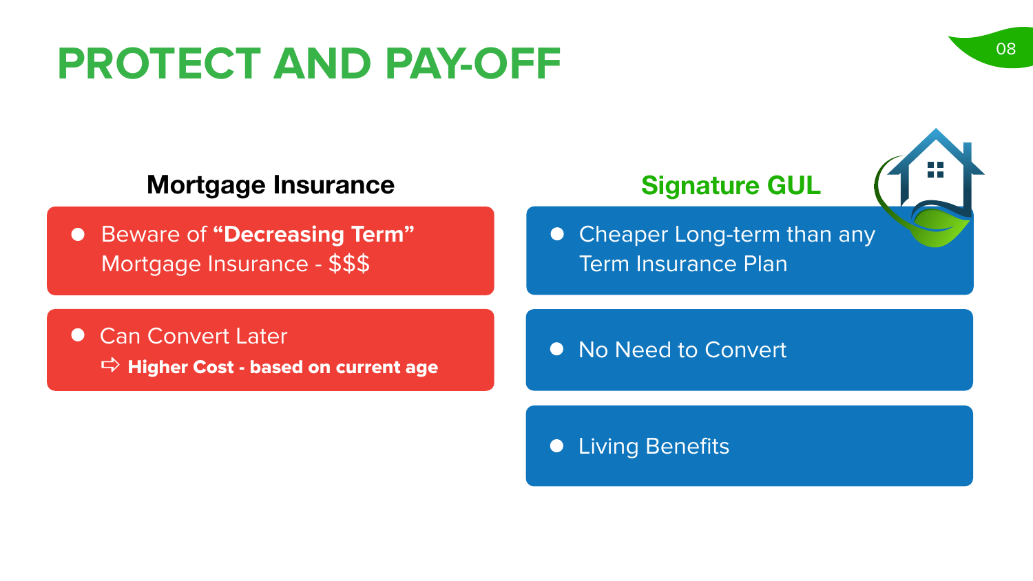# PROTECT AND PAY-OFF

## Mortgage Insurance

- Beware of **“Decreasing Term”** Mortgage Insurance - $$$
- Can Convert Later
  ⇨ **Higher Cost - based on current age**

## Signature GUL

- Cheaper Long-term than any Term Insurance Plan
- No Need to Convert
- Living Benefits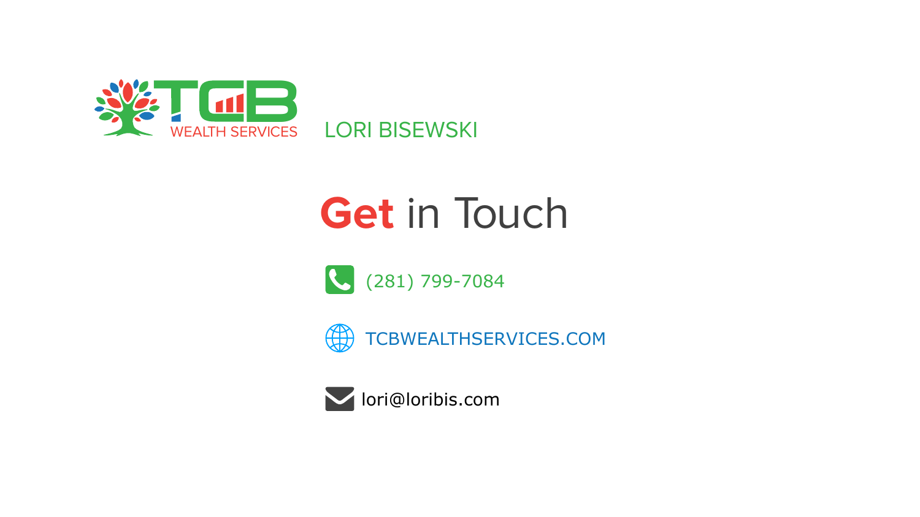TCB WEALTH SERVICES

LORI BISEWSKI

# Get in Touch

(281) 799-7084

TCBWEALTHSERVICES.COM

lori@loribis.com